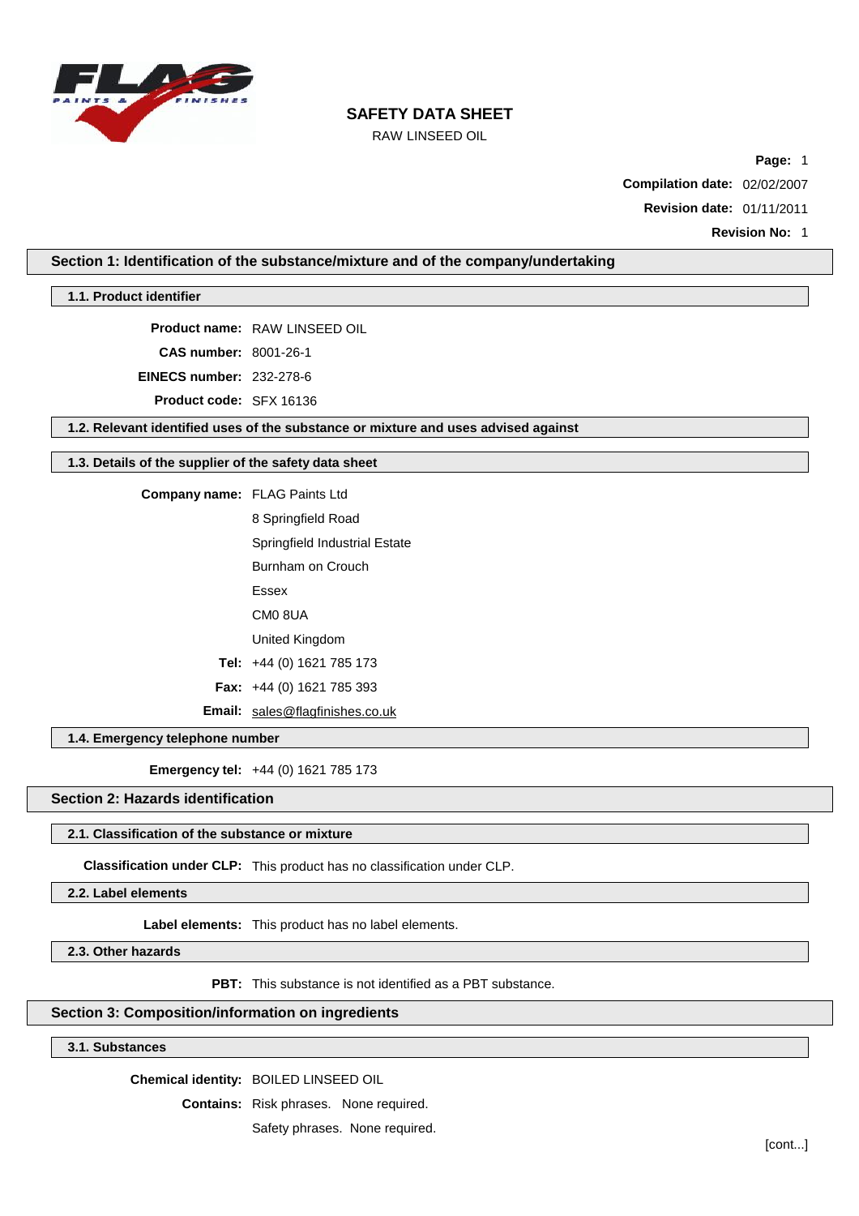# SAFETY DATA SHEET

RAW LINSEED OIL

**Compilation date:** 02/02/2007

**Revision date:** 01/11/2011

**Revision No:** 1

## Section 1: Identification of the substance/mixture and of the company/undertaking

### 1.1. Product identifier

**Product name:** RAW LINSEED OIL

**CAS number:** 8001-26-1

**EINECS number:** 232-278-6

**Product code:** SFX 16136

### 1.2. Relevant identified uses of the substance or mixture and uses advised against

### 1.3. Details of the supplier of the safety data sheet

**Company name:** FLAG Paints Ltd

8 Springfield Road

Springfield Industrial Estate

Burnham on Crouch

Essex

CM0 8UA

United Kingdom

**Tel:** +44 (0) 1621 785 173

**Fax:** +44 (0) 1621 785 393

**Email:** sales@flagfinishes.co.uk

### 1.4. Emergency telephone number

**Emergency tel:** +44 (0) 1621 785 173

## Section 2: Hazards identification

### 2.1. Classification of the substance or mixture

**Classification under CLP:** This product has no classification under CLP.

### 2.2. Label elements

**Label elements:** This product has no label elements.

### 2.3. Other hazards

**PBT:** This substance is not identified as a PBT substance.

## Section 3: Composition/information on ingredients

### 3.1. Substances

**Chemical identity:** BOILED LINSEED OIL

**Contains:** Risk phrases. None required.

Safety phrases. None required.

[cont...]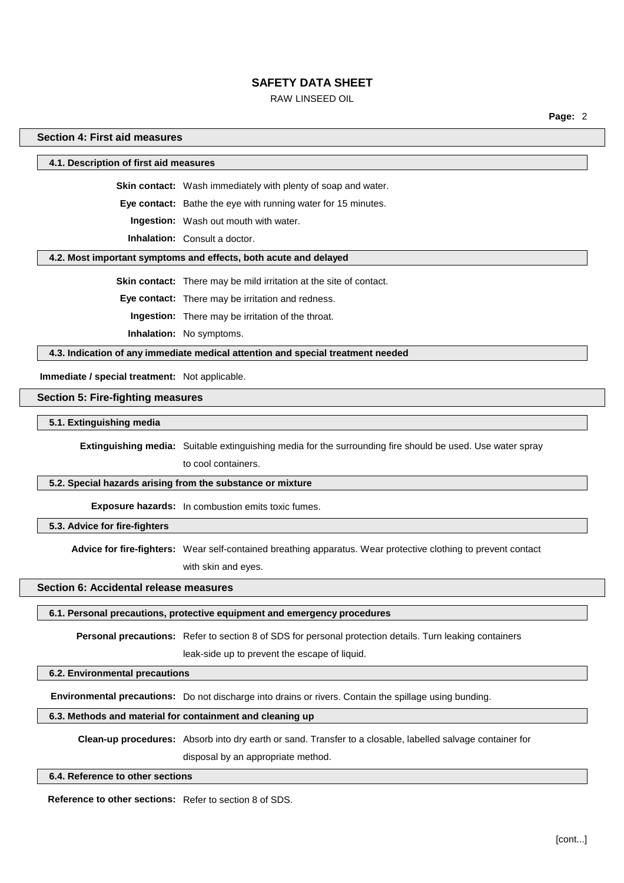## Section 4: First aid measures

### 4.1. Description of first aid measures

**Skin contact:** Wash immediately with plenty of soap and water.

**Eye contact:** Bathe the eye with running water for 15 minutes.

**Ingestion:** Wash out mouth with water.

**Inhalation:** Consult a doctor.

### 4.2. Most important symptoms and effects, both acute and delayed

**Skin contact:** There may be mild irritation at the site of contact.

**Eye contact:** There may be irritation and redness.

**Ingestion:** There may be irritation of the throat.

**Inhalation:** No symptoms.

### 4.3. Indication of any immediate medical attention and special treatment needed

**Immediate / special treatment:** Not applicable.

## Section 5: Fire-fighting measures

### 5.1. Extinguishing media

**Extinguishing media:** Suitable extinguishing media for the surrounding fire should be used. Use water spray to cool containers.

### 5.2. Special hazards arising from the substance or mixture

**Exposure hazards:** In combustion emits toxic fumes.

### 5.3. Advice for fire-fighters

**Advice for fire-fighters:** Wear self-contained breathing apparatus. Wear protective clothing to prevent contact with skin and eyes.

## Section 6: Accidental release measures

### 6.1. Personal precautions, protective equipment and emergency procedures

**Personal precautions:** Refer to section 8 of SDS for personal protection details. Turn leaking containers leak-side up to prevent the escape of liquid.

### 6.2. Environmental precautions

**Environmental precautions:** Do not discharge into drains or rivers. Contain the spillage using bunding.

### 6.3. Methods and material for containment and cleaning up

**Clean-up procedures:** Absorb into dry earth or sand. Transfer to a closable, labelled salvage container for disposal by an appropriate method.

### 6.4. Reference to other sections

**Reference to other sections:** Refer to section 8 of SDS.

[cont...]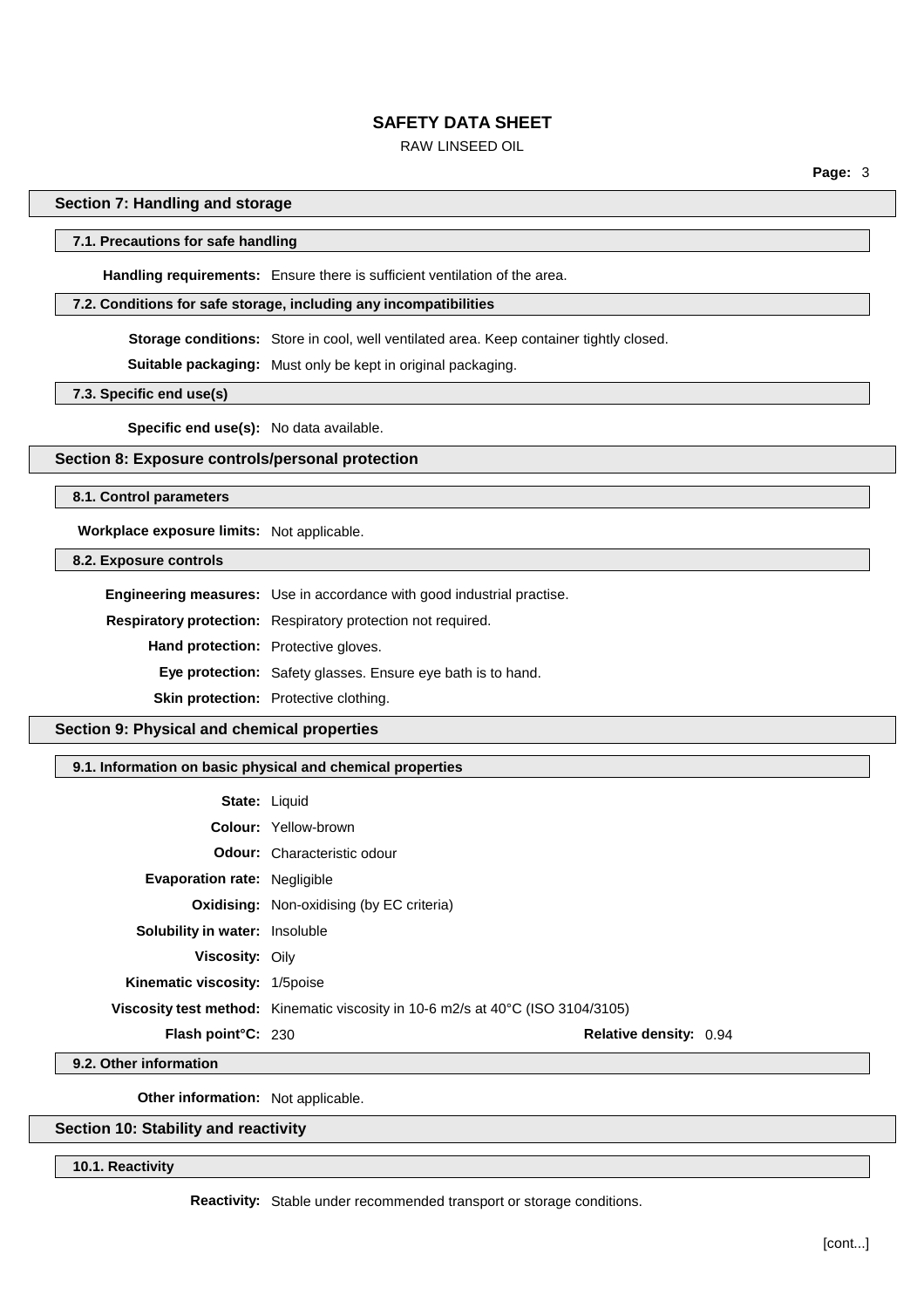## Section 7: Handling and storage

### 7.1. Precautions for safe handling

**Handling requirements:** Ensure there is sufficient ventilation of the area.

### 7.2. Conditions for safe storage, including any incompatibilities

**Storage conditions:** Store in cool, well ventilated area. Keep container tightly closed.

**Suitable packaging:** Must only be kept in original packaging.

### 7.3. Specific end use(s)

**Specific end use(s):** No data available.

## Section 8: Exposure controls/personal protection

### 8.1. Control parameters

**Workplace exposure limits:** Not applicable.

### 8.2. Exposure controls

**Engineering measures:** Use in accordance with good industrial practise.

**Respiratory protection:** Respiratory protection not required.

**Hand protection:** Protective gloves.

**Eye protection:** Safety glasses. Ensure eye bath is to hand.

**Skin protection:** Protective clothing.

## Section 9: Physical and chemical properties

### 9.1. Information on basic physical and chemical properties

**State:** Liquid

**Colour:** Yellow-brown

**Odour:** Characteristic odour

**Evaporation rate:** Negligible

**Oxidising:** Non-oxidising (by EC criteria)

**Solubility in water:** Insoluble

**Viscosity:** Oily

**Kinematic viscosity:** 1/5poise

**Viscosity test method:** Kinematic viscosity in 10-6 m2/s at 40°C (ISO 3104/3105)

**Flash point°C:** 230 **Relative density:** 0.94

### 9.2. Other information

**Other information:** Not applicable.

## Section 10: Stability and reactivity

### 10.1. Reactivity

**Reactivity:** Stable under recommended transport or storage conditions.

[cont...]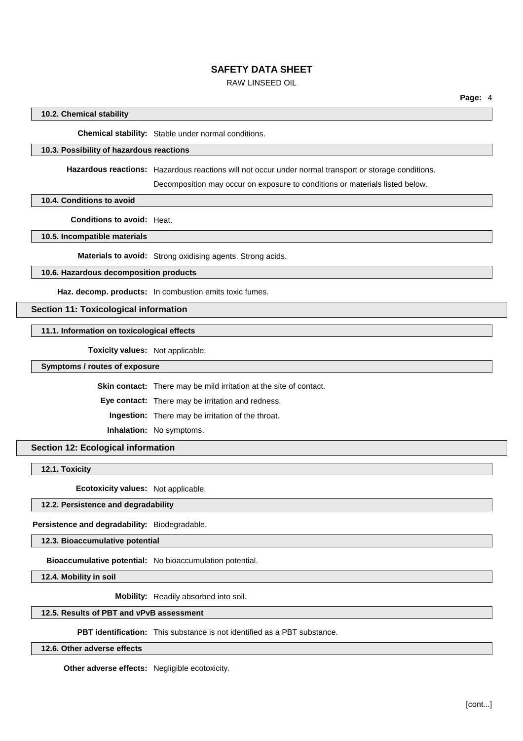### 10.2. Chemical stability

**Chemical stability:** Stable under normal conditions.

### 10.3. Possibility of hazardous reactions

**Hazardous reactions:** Hazardous reactions will not occur under normal transport or storage conditions.

Decomposition may occur on exposure to conditions or materials listed below.

### 10.4. Conditions to avoid

**Conditions to avoid:** Heat.

### 10.5. Incompatible materials

**Materials to avoid:** Strong oxidising agents. Strong acids.

### 10.6. Hazardous decomposition products

**Haz. decomp. products:** In combustion emits toxic fumes.

## Section 11: Toxicological information

### 11.1. Information on toxicological effects

**Toxicity values:** Not applicable.

### Symptoms / routes of exposure

**Skin contact:** There may be mild irritation at the site of contact.

**Eye contact:** There may be irritation and redness.

**Ingestion:** There may be irritation of the throat.

**Inhalation:** No symptoms.

## Section 12: Ecological information

### 12.1. Toxicity

**Ecotoxicity values:** Not applicable.

### 12.2. Persistence and degradability

**Persistence and degradability:** Biodegradable.

### 12.3. Bioaccumulative potential

**Bioaccumulative potential:** No bioaccumulation potential.

### 12.4. Mobility in soil

**Mobility:** Readily absorbed into soil.

### 12.5. Results of PBT and vPvB assessment

**PBT identification:** This substance is not identified as a PBT substance.

### 12.6. Other adverse effects

**Other adverse effects:** Negligible ecotoxicity.

[cont...]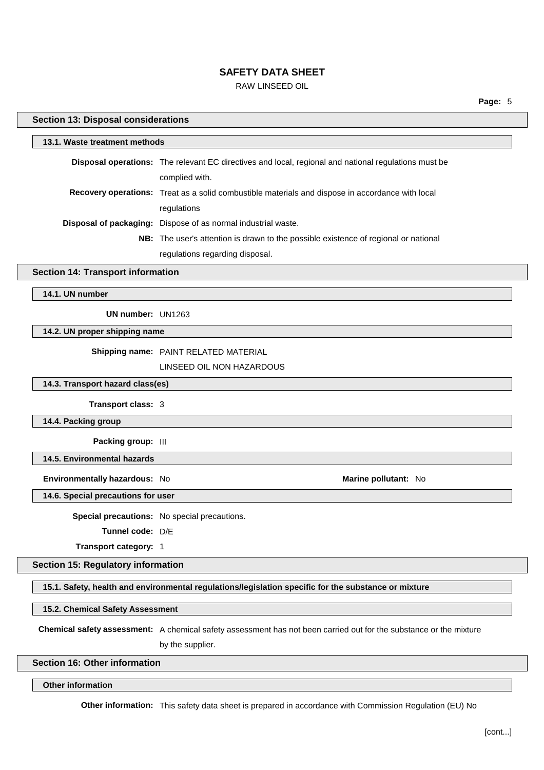## Section 13: Disposal considerations

### 13.1. Waste treatment methods

**Disposal operations:** The relevant EC directives and local, regional and national regulations must be complied with.

**Recovery operations:** Treat as a solid combustible materials and dispose in accordance with local regulations

**Disposal of packaging:** Dispose of as normal industrial waste.

**NB:** The user's attention is drawn to the possible existence of regional or national regulations regarding disposal.

## Section 14: Transport information

### 14.1. UN number

**UN number:** UN1263

### 14.2. UN proper shipping name

**Shipping name:** PAINT RELATED MATERIAL
LINSEED OIL NON HAZARDOUS

### 14.3. Transport hazard class(es)

**Transport class:** 3

### 14.4. Packing group

**Packing group:** III

### 14.5. Environmental hazards

**Environmentally hazardous:** No

**Marine pollutant:** No

### 14.6. Special precautions for user

**Special precautions:** No special precautions.

**Tunnel code:** D/E

**Transport category:** 1

## Section 15: Regulatory information

### 15.1. Safety, health and environmental regulations/legislation specific for the substance or mixture

### 15.2. Chemical Safety Assessment

**Chemical safety assessment:** A chemical safety assessment has not been carried out for the substance or the mixture by the supplier.

## Section 16: Other information

### Other information

**Other information:** This safety data sheet is prepared in accordance with Commission Regulation (EU) No

[cont...]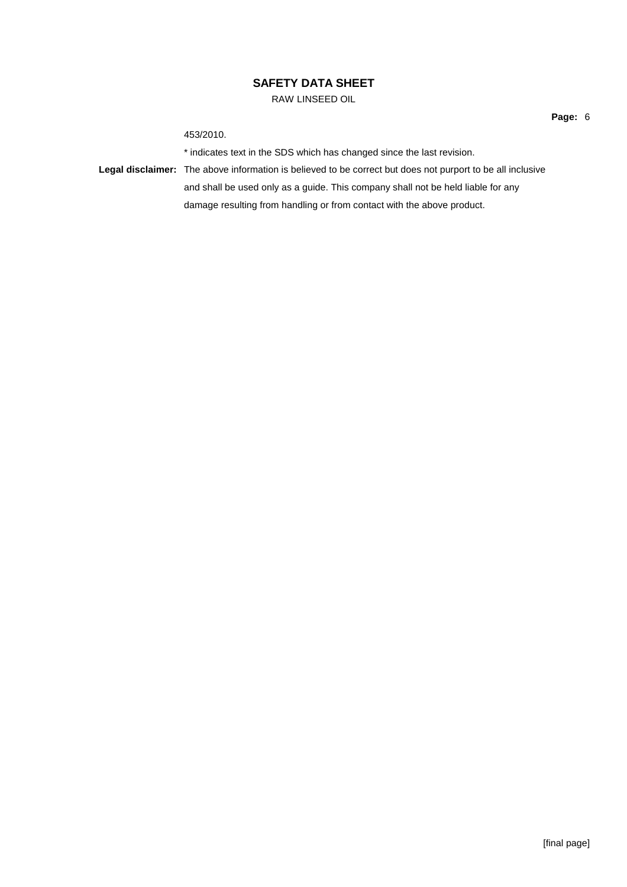453/2010.

* indicates text in the SDS which has changed since the last revision.

**Legal disclaimer:** The above information is believed to be correct but does not purport to be all inclusive and shall be used only as a guide. This company shall not be held liable for any damage resulting from handling or from contact with the above product.

[final page]